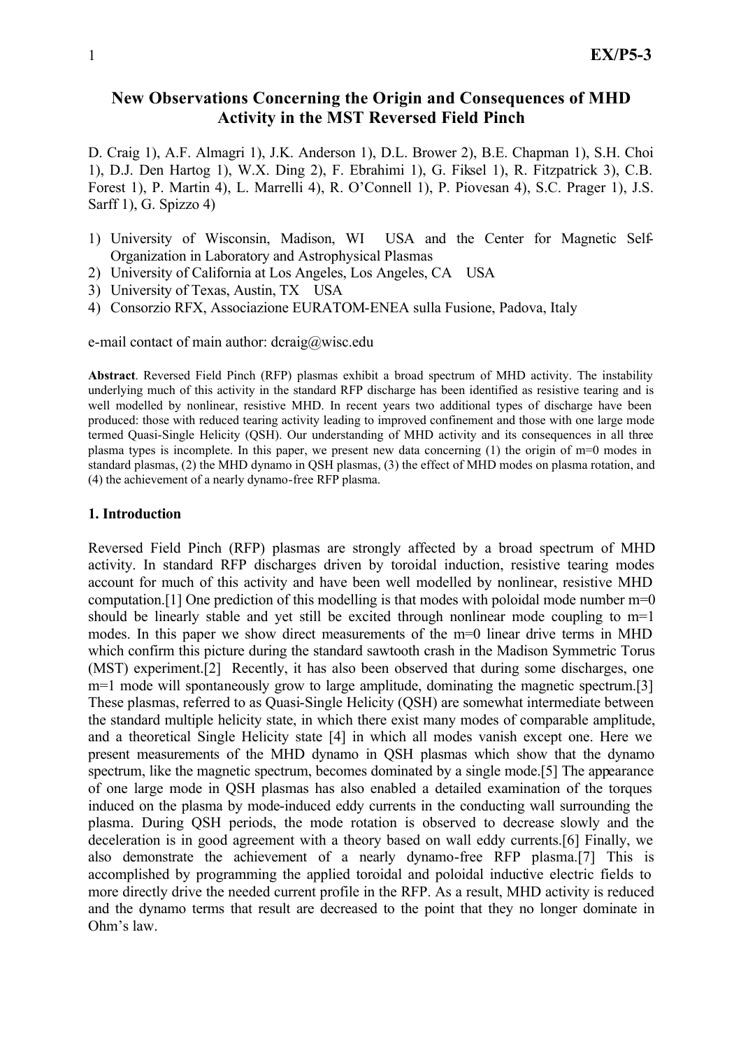# New Observations Concerning the Origin and Consequences of MHD Activity in the MST Reversed Field Pinch

D. Craig 1), A.F. Almagri 1), J.K. Anderson 1), D.L. Brower 2), B.E. Chapman 1), S.H. Choi 1), D.J. Den Hartog 1), W.X. Ding 2), F. Ebrahimi 1), G. Fiksel 1), R. Fitzpatrick 3), C.B. Forest 1), P. Martin 4), L. Marrelli 4), R. O'Connell 1), P. Piovesan 4), S.C. Prager 1), J.S. Sarff 1), G. Spizzo 4)

1) University of Wisconsin, Madison, WI USA and the Center for Magnetic Self-Organization in Laboratory and Astrophysical Plasmas
2) University of California at Los Angeles, Los Angeles, CA USA
3) University of Texas, Austin, TX USA
4) Consorzio RFX, Associazione EURATOM-ENEA sulla Fusione, Padova, Italy

e-mail contact of main author: dcraig@wisc.edu

**Abstract**. Reversed Field Pinch (RFP) plasmas exhibit a broad spectrum of MHD activity. The instability underlying much of this activity in the standard RFP discharge has been identified as resistive tearing and is well modelled by nonlinear, resistive MHD. In recent years two additional types of discharge have been produced: those with reduced tearing activity leading to improved confinement and those with one large mode termed Quasi-Single Helicity (QSH). Our understanding of MHD activity and its consequences in all three plasma types is incomplete. In this paper, we present new data concerning (1) the origin of m=0 modes in standard plasmas, (2) the MHD dynamo in QSH plasmas, (3) the effect of MHD modes on plasma rotation, and (4) the achievement of a nearly dynamo-free RFP plasma.

## 1. Introduction

Reversed Field Pinch (RFP) plasmas are strongly affected by a broad spectrum of MHD activity. In standard RFP discharges driven by toroidal induction, resistive tearing modes account for much of this activity and have been well modelled by nonlinear, resistive MHD computation.[1] One prediction of this modelling is that modes with poloidal mode number m=0 should be linearly stable and yet still be excited through nonlinear mode coupling to m=1 modes. In this paper we show direct measurements of the m=0 linear drive terms in MHD which confirm this picture during the standard sawtooth crash in the Madison Symmetric Torus (MST) experiment.[2] Recently, it has also been observed that during some discharges, one m=1 mode will spontaneously grow to large amplitude, dominating the magnetic spectrum.[3] These plasmas, referred to as Quasi-Single Helicity (QSH) are somewhat intermediate between the standard multiple helicity state, in which there exist many modes of comparable amplitude, and a theoretical Single Helicity state [4] in which all modes vanish except one. Here we present measurements of the MHD dynamo in QSH plasmas which show that the dynamo spectrum, like the magnetic spectrum, becomes dominated by a single mode.[5] The appearance of one large mode in QSH plasmas has also enabled a detailed examination of the torques induced on the plasma by mode-induced eddy currents in the conducting wall surrounding the plasma. During QSH periods, the mode rotation is observed to decrease slowly and the deceleration is in good agreement with a theory based on wall eddy currents.[6] Finally, we also demonstrate the achievement of a nearly dynamo-free RFP plasma.[7] This is accomplished by programming the applied toroidal and poloidal inductive electric fields to more directly drive the needed current profile in the RFP. As a result, MHD activity is reduced and the dynamo terms that result are decreased to the point that they no longer dominate in Ohm's law.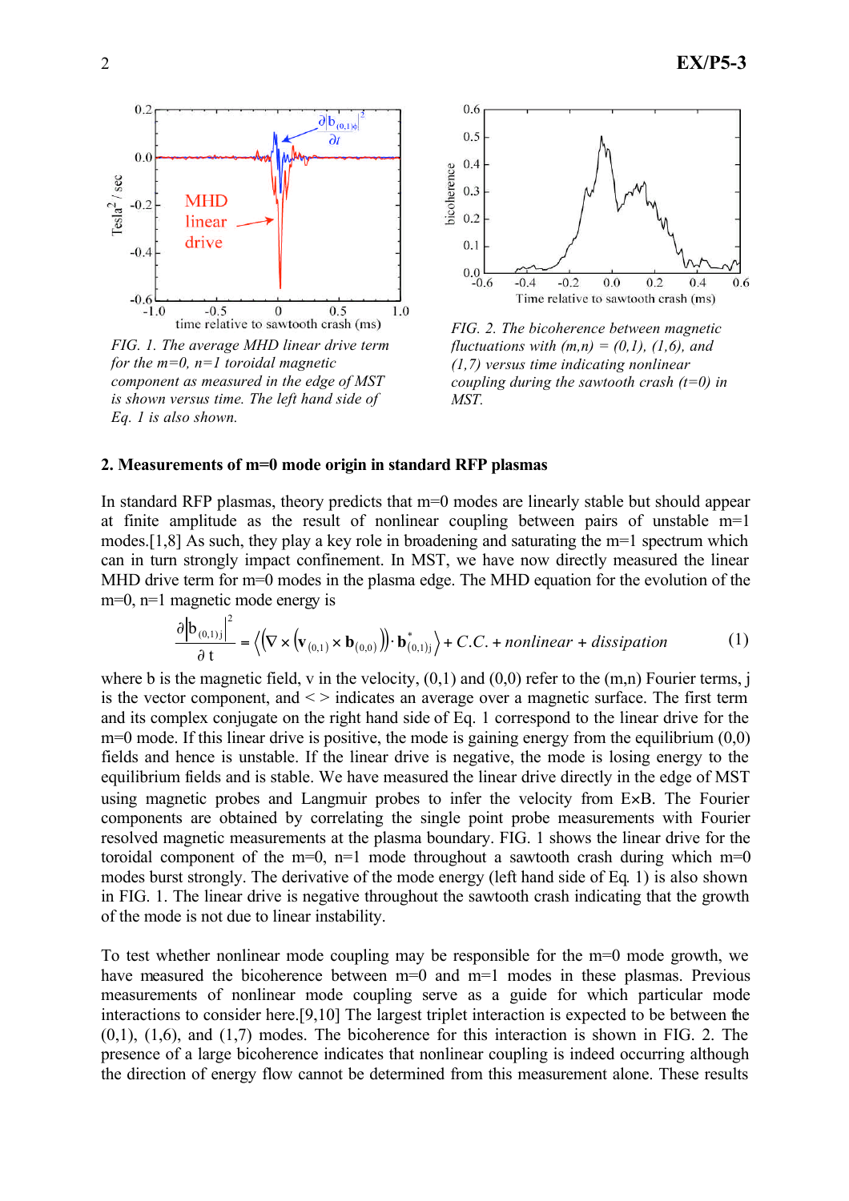FIG. 1. The average MHD linear drive term for the m=0, n=1 toroidal magnetic component as measured in the edge of MST is shown versus time. The left hand side of Eq. 1 is also shown.

FIG. 2. The bicoherence between magnetic fluctuations with (m,n) = (0,1), (1,6), and (1,7) versus time indicating nonlinear coupling during the sawtooth crash (t=0) in MST.

## 2. Measurements of m=0 mode origin in standard RFP plasmas

In standard RFP plasmas, theory predicts that m=0 modes are linearly stable but should appear at finite amplitude as the result of nonlinear coupling between pairs of unstable m=1 modes.[1,8] As such, they play a key role in broadening and saturating the m=1 spectrum which can in turn strongly impact confinement. In MST, we have now directly measured the linear MHD drive term for m=0 modes in the plasma edge. The MHD equation for the evolution of the m=0, n=1 magnetic mode energy is

$$\frac{\partial \left| b_{(0,1)j} \right|^2}{\partial t} = \left\langle \left( \nabla \times \left( \mathbf{v}_{(0,1)} \times \mathbf{b}_{(0,0)} \right) \right) \cdot \mathbf{b}^*_{(0,1)j} \right\rangle + C.C. + nonlinear + dissipation \qquad (1)$$

where b is the magnetic field, v in the velocity, (0,1) and (0,0) refer to the (m,n) Fourier terms, j is the vector component, and < > indicates an average over a magnetic surface. The first term and its complex conjugate on the right hand side of Eq. 1 correspond to the linear drive for the m=0 mode. If this linear drive is positive, the mode is gaining energy from the equilibrium (0,0) fields and hence is unstable. If the linear drive is negative, the mode is losing energy to the equilibrium fields and is stable. We have measured the linear drive directly in the edge of MST using magnetic probes and Langmuir probes to infer the velocity from E×B. The Fourier components are obtained by correlating the single point probe measurements with Fourier resolved magnetic measurements at the plasma boundary. FIG. 1 shows the linear drive for the toroidal component of the m=0, n=1 mode throughout a sawtooth crash during which m=0 modes burst strongly. The derivative of the mode energy (left hand side of Eq. 1) is also shown in FIG. 1. The linear drive is negative throughout the sawtooth crash indicating that the growth of the mode is not due to linear instability.

To test whether nonlinear mode coupling may be responsible for the m=0 mode growth, we have measured the bicoherence between m=0 and m=1 modes in these plasmas. Previous measurements of nonlinear mode coupling serve as a guide for which particular mode interactions to consider here.[9,10] The largest triplet interaction is expected to be between the (0,1), (1,6), and (1,7) modes. The bicoherence for this interaction is shown in FIG. 2. The presence of a large bicoherence indicates that nonlinear coupling is indeed occurring although the direction of energy flow cannot be determined from this measurement alone. These results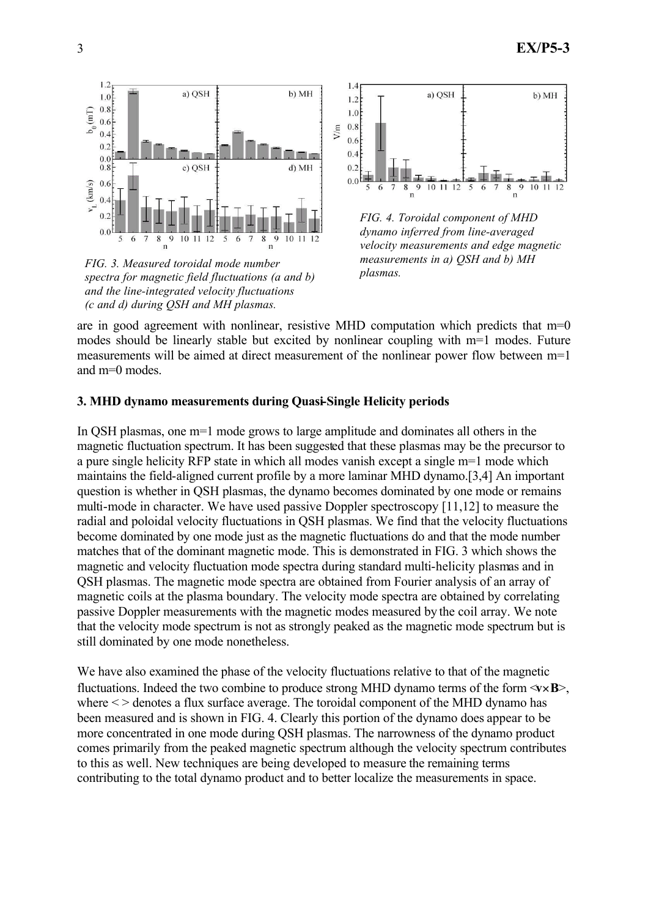FIG. 3. Measured toroidal mode number spectra for magnetic field fluctuations (a and b) and the line-integrated velocity fluctuations (c and d) during QSH and MH plasmas.

FIG. 4. Toroidal component of MHD dynamo inferred from line-averaged velocity measurements and edge magnetic measurements in a) QSH and b) MH plasmas.

are in good agreement with nonlinear, resistive MHD computation which predicts that m=0 modes should be linearly stable but excited by nonlinear coupling with m=1 modes. Future measurements will be aimed at direct measurement of the nonlinear power flow between m=1 and m=0 modes.

### 3. MHD dynamo measurements during Quasi-Single Helicity periods

In QSH plasmas, one m=1 mode grows to large amplitude and dominates all others in the magnetic fluctuation spectrum. It has been suggested that these plasmas may be the precursor to a pure single helicity RFP state in which all modes vanish except a single m=1 mode which maintains the field-aligned current profile by a more laminar MHD dynamo.[3,4] An important question is whether in QSH plasmas, the dynamo becomes dominated by one mode or remains multi-mode in character. We have used passive Doppler spectroscopy [11,12] to measure the radial and poloidal velocity fluctuations in QSH plasmas. We find that the velocity fluctuations become dominated by one mode just as the magnetic fluctuations do and that the mode number matches that of the dominant magnetic mode. This is demonstrated in FIG. 3 which shows the magnetic and velocity fluctuation mode spectra during standard multi-helicity plasmas and in QSH plasmas. The magnetic mode spectra are obtained from Fourier analysis of an array of magnetic coils at the plasma boundary. The velocity mode spectra are obtained by correlating passive Doppler measurements with the magnetic modes measured by the coil array. We note that the velocity mode spectrum is not as strongly peaked as the magnetic mode spectrum but is still dominated by one mode nonetheless.

We have also examined the phase of the velocity fluctuations relative to that of the magnetic fluctuations. Indeed the two combine to produce strong MHD dynamo terms of the form $\langle \mathbf{v} \times \mathbf{B} \rangle$, where < > denotes a flux surface average. The toroidal component of the MHD dynamo has been measured and is shown in FIG. 4. Clearly this portion of the dynamo does appear to be more concentrated in one mode during QSH plasmas. The narrowness of the dynamo product comes primarily from the peaked magnetic spectrum although the velocity spectrum contributes to this as well. New techniques are being developed to measure the remaining terms contributing to the total dynamo product and to better localize the measurements in space.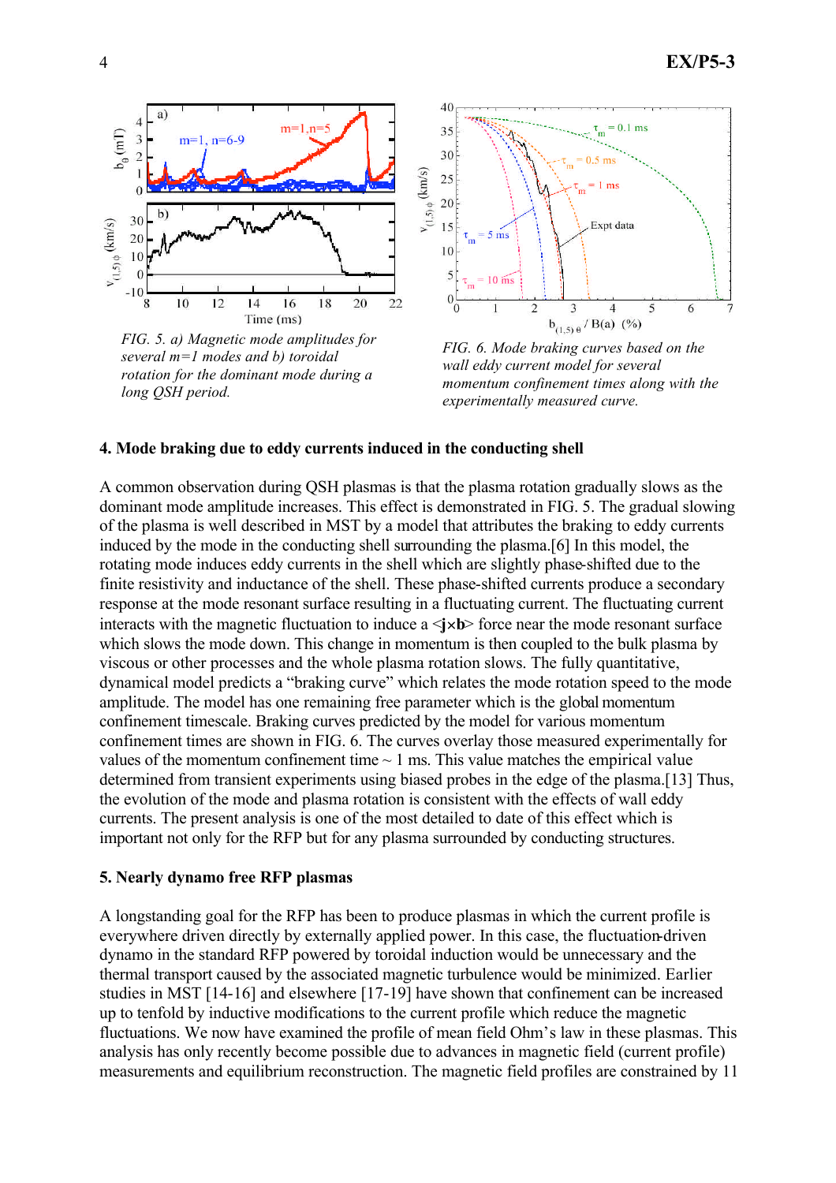*FIG. 5. a) Magnetic mode amplitudes for several m=1 modes and b) toroidal rotation for the dominant mode during a long QSH period.*

*FIG. 6. Mode braking curves based on the wall eddy current model for several momentum confinement times along with the experimentally measured curve.*

### 4. Mode braking due to eddy currents induced in the conducting shell

A common observation during QSH plasmas is that the plasma rotation gradually slows as the dominant mode amplitude increases. This effect is demonstrated in FIG. 5. The gradual slowing of the plasma is well described in MST by a model that attributes the braking to eddy currents induced by the mode in the conducting shell surrounding the plasma.[6] In this model, the rotating mode induces eddy currents in the shell which are slightly phase-shifted due to the finite resistivity and inductance of the shell. These phase-shifted currents produce a secondary response at the mode resonant surface resulting in a fluctuating current. The fluctuating current interacts with the magnetic fluctuation to induce a $\langle \mathbf{j} \times \mathbf{b} \rangle$ force near the mode resonant surface which slows the mode down. This change in momentum is then coupled to the bulk plasma by viscous or other processes and the whole plasma rotation slows. The fully quantitative, dynamical model predicts a "braking curve" which relates the mode rotation speed to the mode amplitude. The model has one remaining free parameter which is the global momentum confinement timescale. Braking curves predicted by the model for various momentum confinement times are shown in FIG. 6. The curves overlay those measured experimentally for values of the momentum confinement time ~ 1 ms. This value matches the empirical value determined from transient experiments using biased probes in the edge of the plasma.[13] Thus, the evolution of the mode and plasma rotation is consistent with the effects of wall eddy currents. The present analysis is one of the most detailed to date of this effect which is important not only for the RFP but for any plasma surrounded by conducting structures.

### 5. Nearly dynamo free RFP plasmas

A longstanding goal for the RFP has been to produce plasmas in which the current profile is everywhere driven directly by externally applied power. In this case, the fluctuation-driven dynamo in the standard RFP powered by toroidal induction would be unnecessary and the thermal transport caused by the associated magnetic turbulence would be minimized. Earlier studies in MST [14-16] and elsewhere [17-19] have shown that confinement can be increased up to tenfold by inductive modifications to the current profile which reduce the magnetic fluctuations. We now have examined the profile of mean field Ohm's law in these plasmas. This analysis has only recently become possible due to advances in magnetic field (current profile) measurements and equilibrium reconstruction. The magnetic field profiles are constrained by 11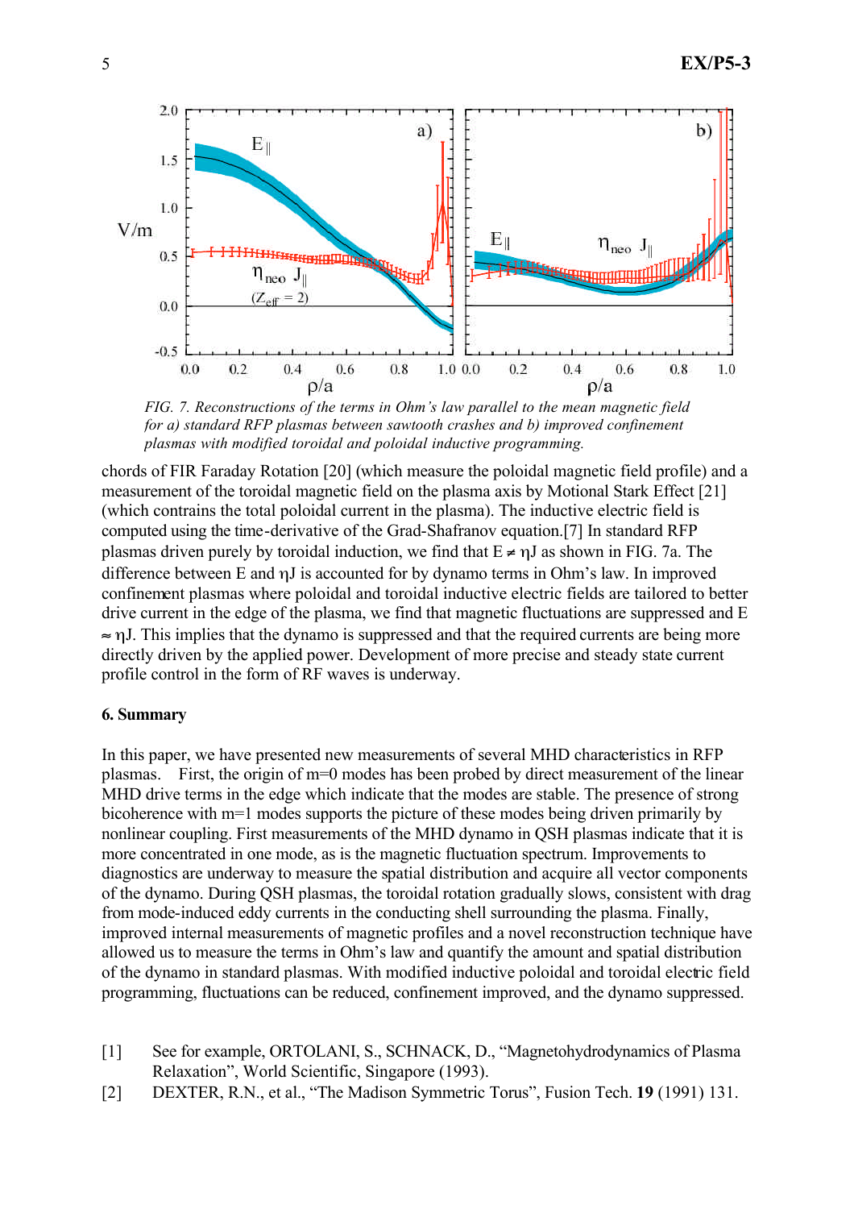*FIG. 7. Reconstructions of the terms in Ohm's law parallel to the mean magnetic field for a) standard RFP plasmas between sawtooth crashes and b) improved confinement plasmas with modified toroidal and poloidal inductive programming.*

chords of FIR Faraday Rotation [20] (which measure the poloidal magnetic field profile) and a measurement of the toroidal magnetic field on the plasma axis by Motional Stark Effect [21] (which contrains the total poloidal current in the plasma). The inductive electric field is computed using the time-derivative of the Grad-Shafranov equation.[7] In standard RFP plasmas driven purely by toroidal induction, we find that $E \neq \eta J$ as shown in FIG. 7a. The difference between E and $\eta J$ is accounted for by dynamo terms in Ohm's law. In improved confinement plasmas where poloidal and toroidal inductive electric fields are tailored to better drive current in the edge of the plasma, we find that magnetic fluctuations are suppressed and $E \approx \eta J$. This implies that the dynamo is suppressed and that the required currents are being more directly driven by the applied power. Development of more precise and steady state current profile control in the form of RF waves is underway.

## 6. Summary

In this paper, we have presented new measurements of several MHD characteristics in RFP plasmas. First, the origin of m=0 modes has been probed by direct measurement of the linear MHD drive terms in the edge which indicate that the modes are stable. The presence of strong bicoherence with m=1 modes supports the picture of these modes being driven primarily by nonlinear coupling. First measurements of the MHD dynamo in QSH plasmas indicate that it is more concentrated in one mode, as is the magnetic fluctuation spectrum. Improvements to diagnostics are underway to measure the spatial distribution and acquire all vector components of the dynamo. During QSH plasmas, the toroidal rotation gradually slows, consistent with drag from mode-induced eddy currents in the conducting shell surrounding the plasma. Finally, improved internal measurements of magnetic profiles and a novel reconstruction technique have allowed us to measure the terms in Ohm's law and quantify the amount and spatial distribution of the dynamo in standard plasmas. With modified inductive poloidal and toroidal electric field programming, fluctuations can be reduced, confinement improved, and the dynamo suppressed.

[1] See for example, ORTOLANI, S., SCHNACK, D., "Magnetohydrodynamics of Plasma Relaxation", World Scientific, Singapore (1993).

[2] DEXTER, R.N., et al., "The Madison Symmetric Torus", Fusion Tech. **19** (1991) 131.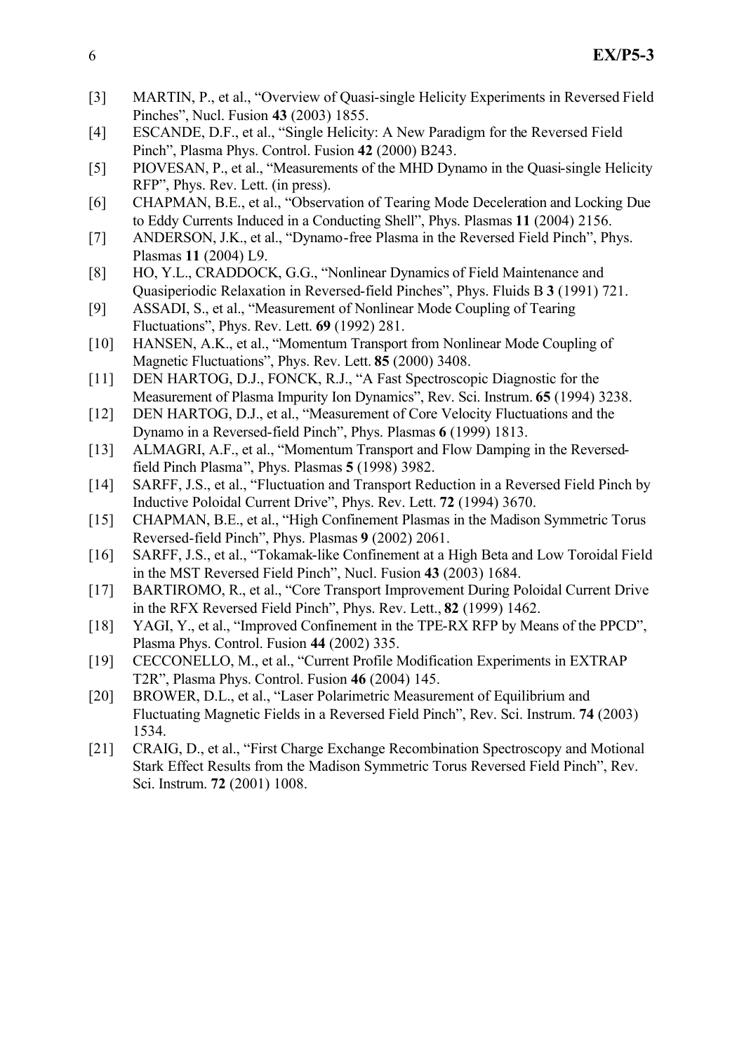[3] MARTIN, P., et al., "Overview of Quasi-single Helicity Experiments in Reversed Field Pinches", Nucl. Fusion **43** (2003) 1855.

[4] ESCANDE, D.F., et al., "Single Helicity: A New Paradigm for the Reversed Field Pinch", Plasma Phys. Control. Fusion **42** (2000) B243.

[5] PIOVESAN, P., et al., "Measurements of the MHD Dynamo in the Quasi-single Helicity RFP", Phys. Rev. Lett. (in press).

[6] CHAPMAN, B.E., et al., "Observation of Tearing Mode Deceleration and Locking Due to Eddy Currents Induced in a Conducting Shell", Phys. Plasmas **11** (2004) 2156.

[7] ANDERSON, J.K., et al., "Dynamo-free Plasma in the Reversed Field Pinch", Phys. Plasmas **11** (2004) L9.

[8] HO, Y.L., CRADDOCK, G.G., "Nonlinear Dynamics of Field Maintenance and Quasiperiodic Relaxation in Reversed-field Pinches", Phys. Fluids B **3** (1991) 721.

[9] ASSADI, S., et al., "Measurement of Nonlinear Mode Coupling of Tearing Fluctuations", Phys. Rev. Lett. **69** (1992) 281.

[10] HANSEN, A.K., et al., "Momentum Transport from Nonlinear Mode Coupling of Magnetic Fluctuations", Phys. Rev. Lett. **85** (2000) 3408.

[11] DEN HARTOG, D.J., FONCK, R.J., "A Fast Spectroscopic Diagnostic for the Measurement of Plasma Impurity Ion Dynamics", Rev. Sci. Instrum. **65** (1994) 3238.

[12] DEN HARTOG, D.J., et al., "Measurement of Core Velocity Fluctuations and the Dynamo in a Reversed-field Pinch", Phys. Plasmas **6** (1999) 1813.

[13] ALMAGRI, A.F., et al., "Momentum Transport and Flow Damping in the Reversed-field Pinch Plasma", Phys. Plasmas **5** (1998) 3982.

[14] SARFF, J.S., et al., "Fluctuation and Transport Reduction in a Reversed Field Pinch by Inductive Poloidal Current Drive", Phys. Rev. Lett. **72** (1994) 3670.

[15] CHAPMAN, B.E., et al., "High Confinement Plasmas in the Madison Symmetric Torus Reversed-field Pinch", Phys. Plasmas **9** (2002) 2061.

[16] SARFF, J.S., et al., "Tokamak-like Confinement at a High Beta and Low Toroidal Field in the MST Reversed Field Pinch", Nucl. Fusion **43** (2003) 1684.

[17] BARTIROMO, R., et al., "Core Transport Improvement During Poloidal Current Drive in the RFX Reversed Field Pinch", Phys. Rev. Lett., **82** (1999) 1462.

[18] YAGI, Y., et al., "Improved Confinement in the TPE-RX RFP by Means of the PPCD", Plasma Phys. Control. Fusion **44** (2002) 335.

[19] CECCONELLO, M., et al., "Current Profile Modification Experiments in EXTRAP T2R", Plasma Phys. Control. Fusion **46** (2004) 145.

[20] BROWER, D.L., et al., "Laser Polarimetric Measurement of Equilibrium and Fluctuating Magnetic Fields in a Reversed Field Pinch", Rev. Sci. Instrum. **74** (2003) 1534.

[21] CRAIG, D., et al., "First Charge Exchange Recombination Spectroscopy and Motional Stark Effect Results from the Madison Symmetric Torus Reversed Field Pinch", Rev. Sci. Instrum. **72** (2001) 1008.